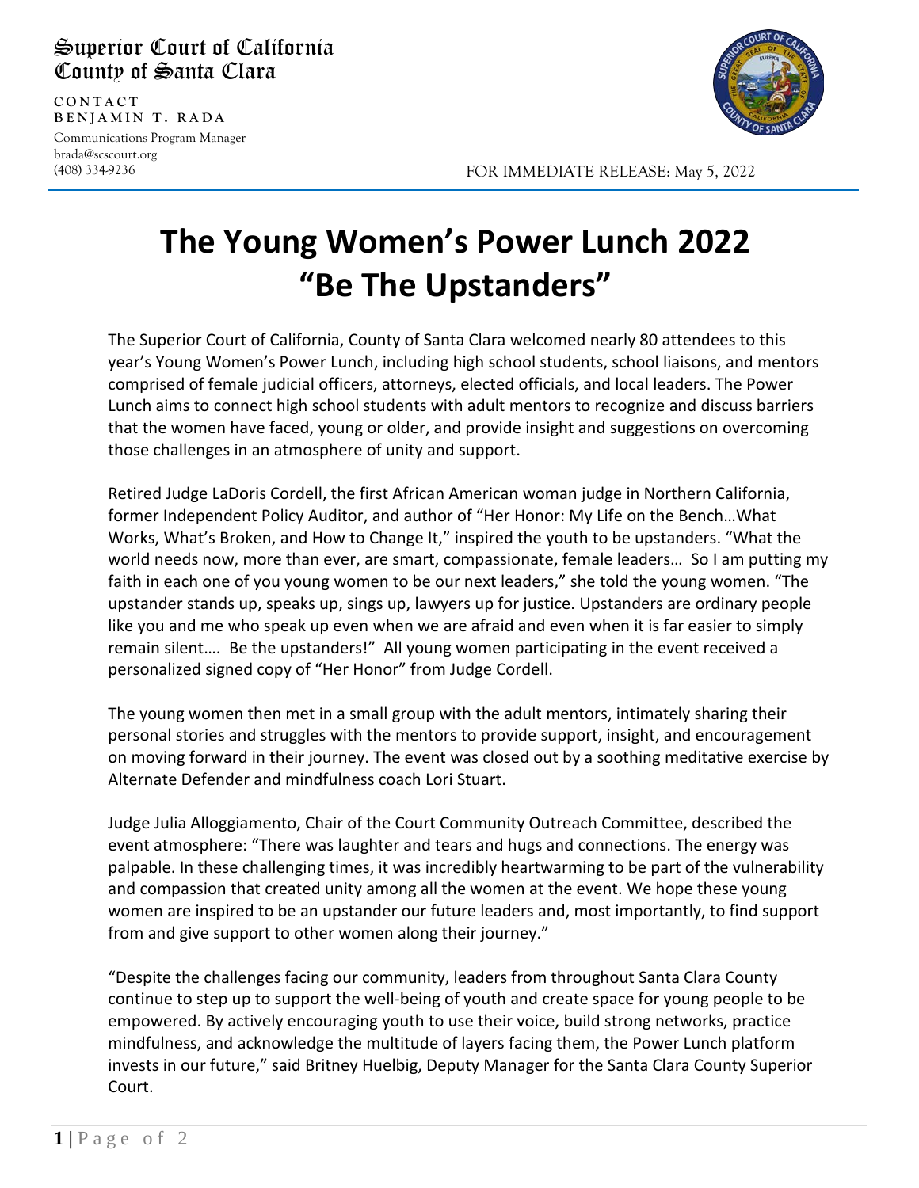Superior Court of California
County of Santa Clara

CONTACT
BENJAMIN T. RADA
Communications Program Manager
brada@scscourt.org
(408) 334-9236

FOR IMMEDIATE RELEASE: May 5, 2022

# The Young Women's Power Lunch 2022
# "Be The Upstanders"

The Superior Court of California, County of Santa Clara welcomed nearly 80 attendees to this year's Young Women's Power Lunch, including high school students, school liaisons, and mentors comprised of female judicial officers, attorneys, elected officials, and local leaders. The Power Lunch aims to connect high school students with adult mentors to recognize and discuss barriers that the women have faced, young or older, and provide insight and suggestions on overcoming those challenges in an atmosphere of unity and support.

Retired Judge LaDoris Cordell, the first African American woman judge in Northern California, former Independent Policy Auditor, and author of "Her Honor: My Life on the Bench…What Works, What's Broken, and How to Change It," inspired the youth to be upstanders. "What the world needs now, more than ever, are smart, compassionate, female leaders… So I am putting my faith in each one of you young women to be our next leaders," she told the young women. "The upstander stands up, speaks up, sings up, lawyers up for justice. Upstanders are ordinary people like you and me who speak up even when we are afraid and even when it is far easier to simply remain silent…. Be the upstanders!" All young women participating in the event received a personalized signed copy of "Her Honor" from Judge Cordell.

The young women then met in a small group with the adult mentors, intimately sharing their personal stories and struggles with the mentors to provide support, insight, and encouragement on moving forward in their journey. The event was closed out by a soothing meditative exercise by Alternate Defender and mindfulness coach Lori Stuart.

Judge Julia Alloggiamento, Chair of the Court Community Outreach Committee, described the event atmosphere: "There was laughter and tears and hugs and connections. The energy was palpable. In these challenging times, it was incredibly heartwarming to be part of the vulnerability and compassion that created unity among all the women at the event. We hope these young women are inspired to be an upstander our future leaders and, most importantly, to find support from and give support to other women along their journey."

"Despite the challenges facing our community, leaders from throughout Santa Clara County continue to step up to support the well-being of youth and create space for young people to be empowered. By actively encouraging youth to use their voice, build strong networks, practice mindfulness, and acknowledge the multitude of layers facing them, the Power Lunch platform invests in our future," said Britney Huelbig, Deputy Manager for the Santa Clara County Superior Court.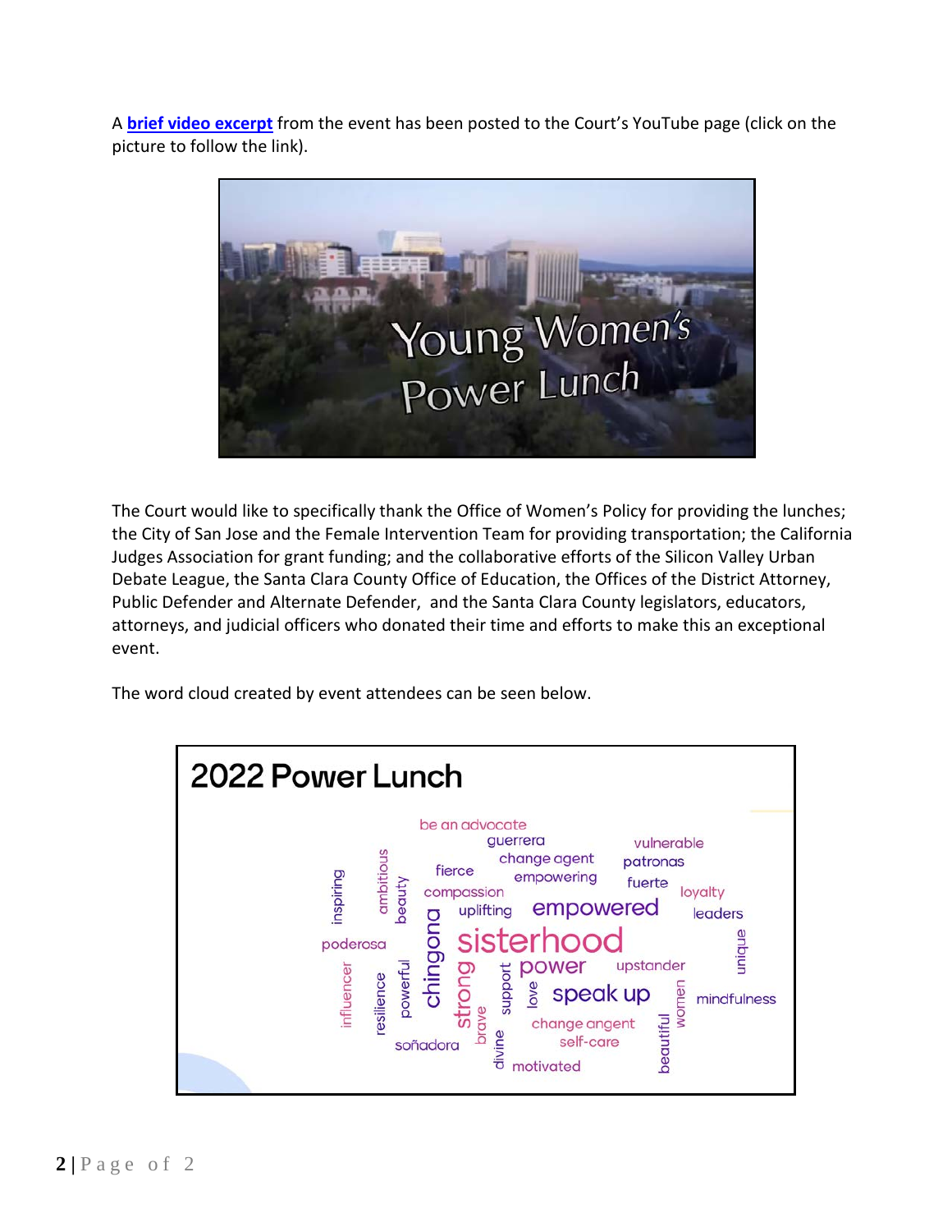A **brief video excerpt** from the event has been posted to the Court's YouTube page (click on the picture to follow the link).

Young Women's Power Lunch

The Court would like to specifically thank the Office of Women's Policy for providing the lunches; the City of San Jose and the Female Intervention Team for providing transportation; the California Judges Association for grant funding; and the collaborative efforts of the Silicon Valley Urban Debate League, the Santa Clara County Office of Education, the Offices of the District Attorney, Public Defender and Alternate Defender, and the Santa Clara County legislators, educators, attorneys, and judicial officers who donated their time and efforts to make this an exceptional event.

The word cloud created by event attendees can be seen below.

2022 Power Lunch

be an advocate
guerrera
vulnerable
change agent
patronas
fierce
empowering
fuerte
inspiring
ambitious
beauty
compassion
loyalty
uplifting
empowered
leaders
chingona
sisterhood
poderosa
unique
power
upstander
influencer
resilience
powerful
strong
support
love
speak up
women
mindfulness
brave
change angent
beautiful
soñadora
divine
self-care
motivated